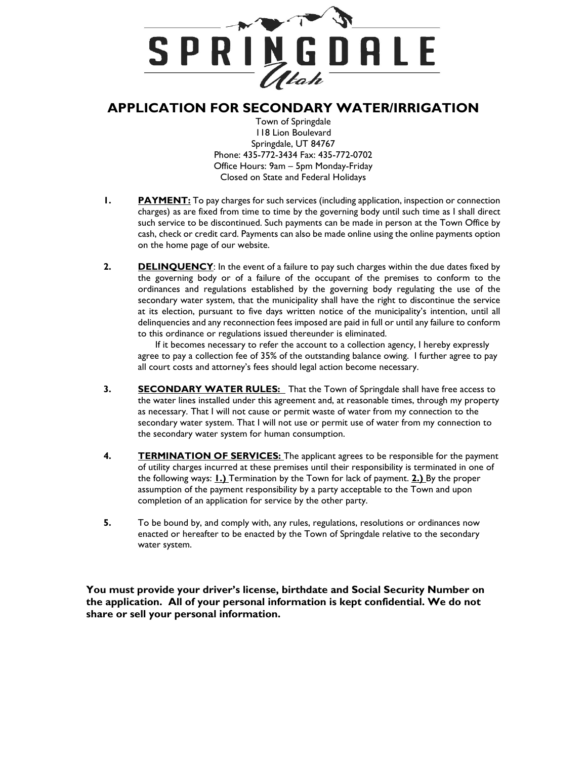SPRINGDALE Utah

# APPLICATION FOR SECONDARY WATER/IRRIGATION

Town of Springdale
118 Lion Boulevard
Springdale, UT 84767
Phone: 435-772-3434 Fax: 435-772-0702
Office Hours: 9am – 5pm Monday-Friday
Closed on State and Federal Holidays

1. **PAYMENT:** To pay charges for such services (including application, inspection or connection charges) as are fixed from time to time by the governing body until such time as I shall direct such service to be discontinued. Such payments can be made in person at the Town Office by cash, check or credit card. Payments can also be made online using the online payments option on the home page of our website.

2. **DELINQUENCY**: In the event of a failure to pay such charges within the due dates fixed by the governing body or of a failure of the occupant of the premises to conform to the ordinances and regulations established by the governing body regulating the use of the secondary water system, that the municipality shall have the right to discontinue the service at its election, pursuant to five days written notice of the municipality's intention, until all delinquencies and any reconnection fees imposed are paid in full or until any failure to conform to this ordinance or regulations issued thereunder is eliminated.

   If it becomes necessary to refer the account to a collection agency, I hereby expressly agree to pay a collection fee of 35% of the outstanding balance owing. I further agree to pay all court costs and attorney's fees should legal action become necessary.

3. **SECONDARY WATER RULES:** That the Town of Springdale shall have free access to the water lines installed under this agreement and, at reasonable times, through my property as necessary. That I will not cause or permit waste of water from my connection to the secondary water system. That I will not use or permit use of water from my connection to the secondary water system for human consumption.

4. **TERMINATION OF SERVICES:** The applicant agrees to be responsible for the payment of utility charges incurred at these premises until their responsibility is terminated in one of the following ways: **1.)** Termination by the Town for lack of payment. **2.)** By the proper assumption of the payment responsibility by a party acceptable to the Town and upon completion of an application for service by the other party.

5. To be bound by, and comply with, any rules, regulations, resolutions or ordinances now enacted or hereafter to be enacted by the Town of Springdale relative to the secondary water system.

**You must provide your driver's license, birthdate and Social Security Number on the application. All of your personal information is kept confidential. We do not share or sell your personal information.**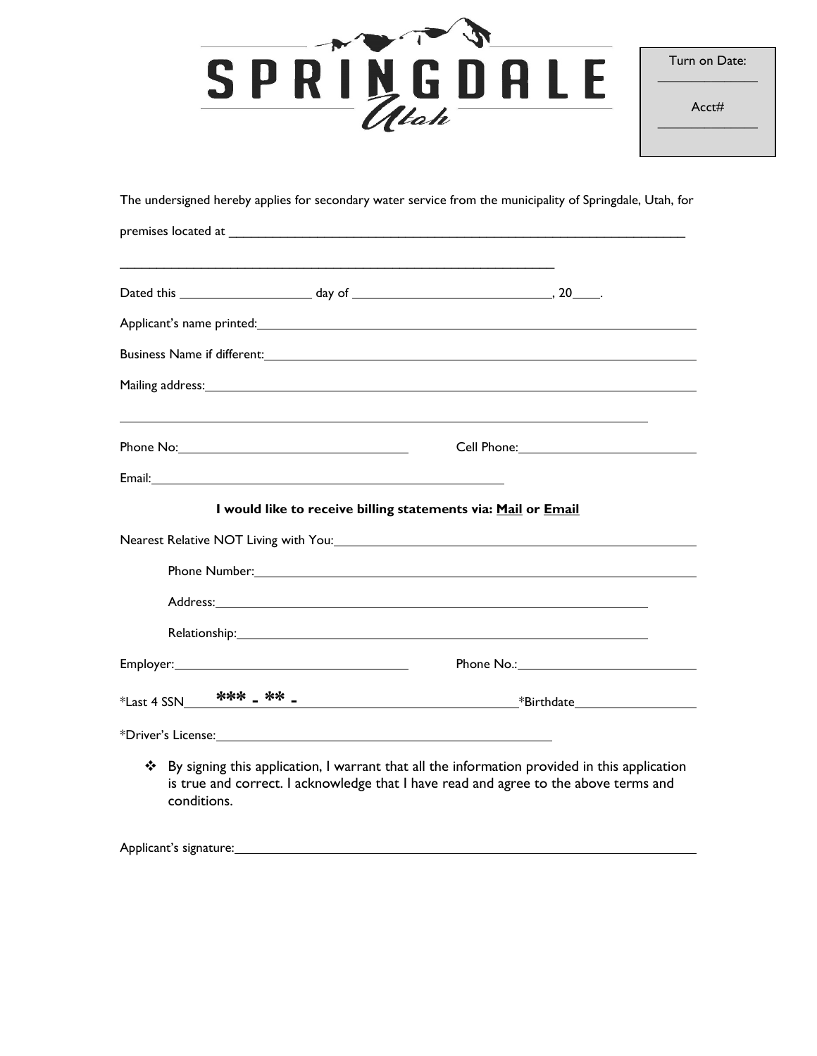SPRINGDALE Utah

| Turn on Date: ____________ |
| --- |
| Acct# ____________ |

The undersigned hereby applies for secondary water service from the municipality of Springdale, Utah, for premises located at ______________________________________________________________

______________________________________________________________

Dated this __________________ day of ____________________________, 20____.

Applicant's name printed: ______________________________________________________________

Business Name if different: ______________________________________________________________

Mailing address: ______________________________________________________________

______________________________________________________________

Phone No: ______________________________ Cell Phone: ______________________________

Email: ______________________________________________

**I would like to receive billing statements via: Mail or Email**

Nearest Relative NOT Living with You: ______________________________________________

Phone Number: ______________________________________________

Address: ______________________________________________

Relationship: ______________________________________________

Employer: ______________________________ Phone No.: ______________________________

*Last 4 SSN **\*\*\* - \*\* -** ______________________________ *Birthdate ________________

*Driver's License: ______________________________________________

- By signing this application, I warrant that all the information provided in this application is true and correct. I acknowledge that I have read and agree to the above terms and conditions.

Applicant's signature: ______________________________________________________________